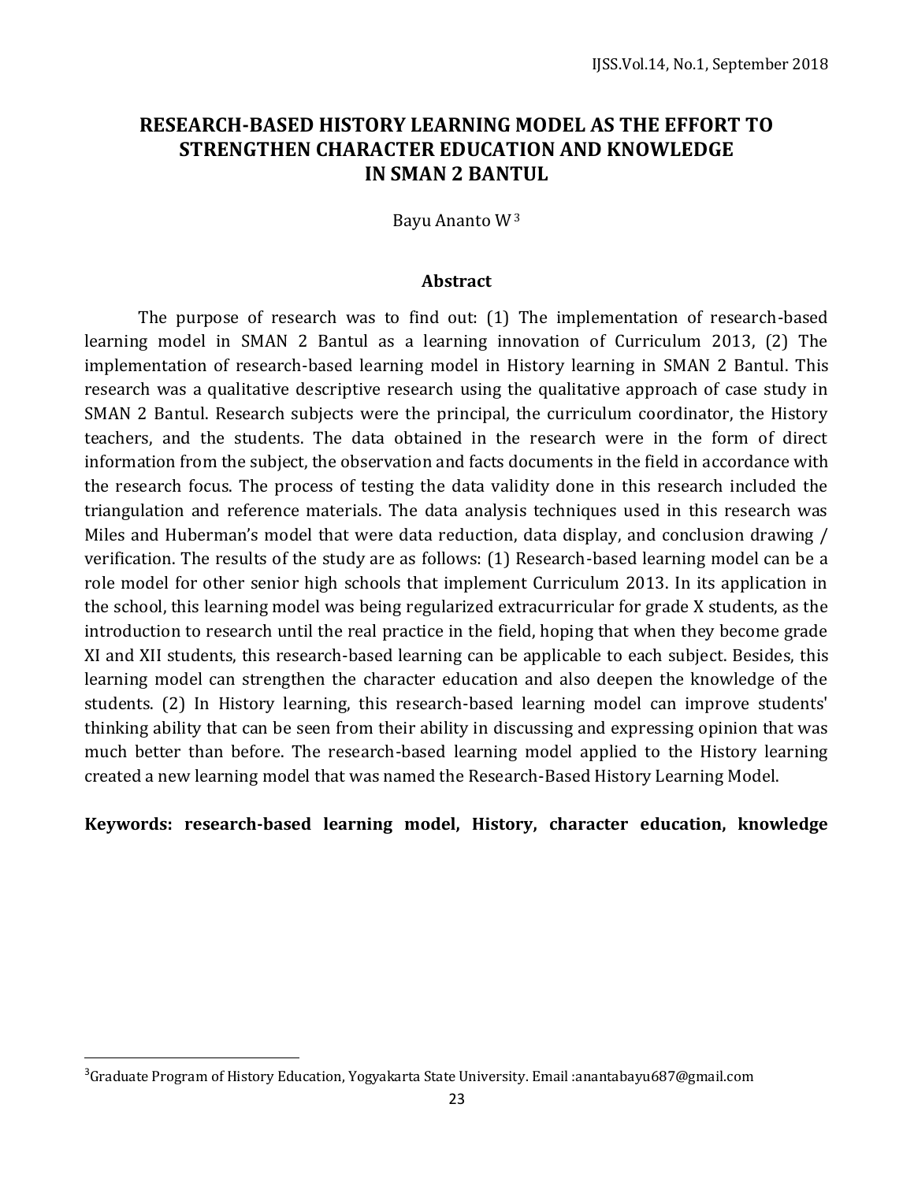# RESEARCH-BASED HISTORY LEARNING MODEL AS THE EFFORT TO STRENGTHEN CHARACTER EDUCATION AND KNOWLEDGE IN SMAN 2 BANTUL

Bayu Ananto W [3]

### Abstract

The purpose of research was to find out: (1) The implementation of research-based learning model in SMAN 2 Bantul as a learning innovation of Curriculum 2013, (2) The implementation of research-based learning model in History learning in SMAN 2 Bantul. This research was a qualitative descriptive research using the qualitative approach of case study in SMAN 2 Bantul. Research subjects were the principal, the curriculum coordinator, the History teachers, and the students. The data obtained in the research were in the form of direct information from the subject, the observation and facts documents in the field in accordance with the research focus. The process of testing the data validity done in this research included the triangulation and reference materials. The data analysis techniques used in this research was Miles and Huberman's model that were data reduction, data display, and conclusion drawing / verification. The results of the study are as follows: (1) Research-based learning model can be a role model for other senior high schools that implement Curriculum 2013. In its application in the school, this learning model was being regularized extracurricular for grade X students, as the introduction to research until the real practice in the field, hoping that when they become grade XI and XII students, this research-based learning can be applicable to each subject. Besides, this learning model can strengthen the character education and also deepen the knowledge of the students. (2) In History learning, this research-based learning model can improve students' thinking ability that can be seen from their ability in discussing and expressing opinion that was much better than before. The research-based learning model applied to the History learning created a new learning model that was named the Research-Based History Learning Model.

**Keywords: research-based learning model, History, character education, knowledge**

---

[3] Graduate Program of History Education, Yogyakarta State University. Email :anantabayu687@gmail.com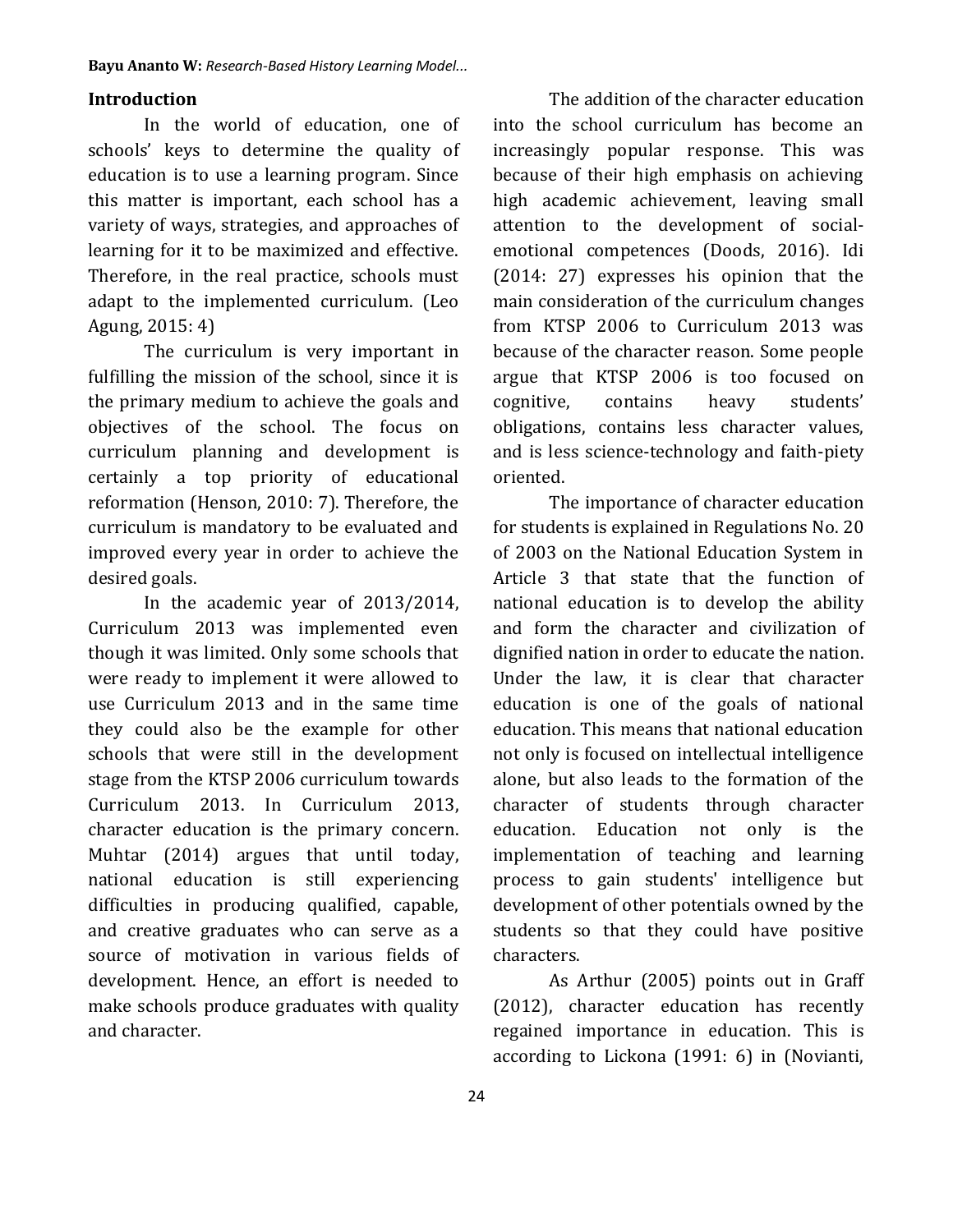## Introduction

In the world of education, one of schools' keys to determine the quality of education is to use a learning program. Since this matter is important, each school has a variety of ways, strategies, and approaches of learning for it to be maximized and effective. Therefore, in the real practice, schools must adapt to the implemented curriculum. (Leo Agung, 2015: 4)

The curriculum is very important in fulfilling the mission of the school, since it is the primary medium to achieve the goals and objectives of the school. The focus on curriculum planning and development is certainly a top priority of educational reformation (Henson, 2010: 7). Therefore, the curriculum is mandatory to be evaluated and improved every year in order to achieve the desired goals.

In the academic year of 2013/2014, Curriculum 2013 was implemented even though it was limited. Only some schools that were ready to implement it were allowed to use Curriculum 2013 and in the same time they could also be the example for other schools that were still in the development stage from the KTSP 2006 curriculum towards Curriculum 2013. In Curriculum 2013, character education is the primary concern. Muhtar (2014) argues that until today, national education is still experiencing difficulties in producing qualified, capable, and creative graduates who can serve as a source of motivation in various fields of development. Hence, an effort is needed to make schools produce graduates with quality and character.

The addition of the character education into the school curriculum has become an increasingly popular response. This was because of their high emphasis on achieving high academic achievement, leaving small attention to the development of social-emotional competences (Doods, 2016). Idi (2014: 27) expresses his opinion that the main consideration of the curriculum changes from KTSP 2006 to Curriculum 2013 was because of the character reason. Some people argue that KTSP 2006 is too focused on cognitive, contains heavy students' obligations, contains less character values, and is less science-technology and faith-piety oriented.

The importance of character education for students is explained in Regulations No. 20 of 2003 on the National Education System in Article 3 that state that the function of national education is to develop the ability and form the character and civilization of dignified nation in order to educate the nation. Under the law, it is clear that character education is one of the goals of national education. This means that national education not only is focused on intellectual intelligence alone, but also leads to the formation of the character of students through character education. Education not only is the implementation of teaching and learning process to gain students' intelligence but development of other potentials owned by the students so that they could have positive characters.

As Arthur (2005) points out in Graff (2012), character education has recently regained importance in education. This is according to Lickona (1991: 6) in (Novianti,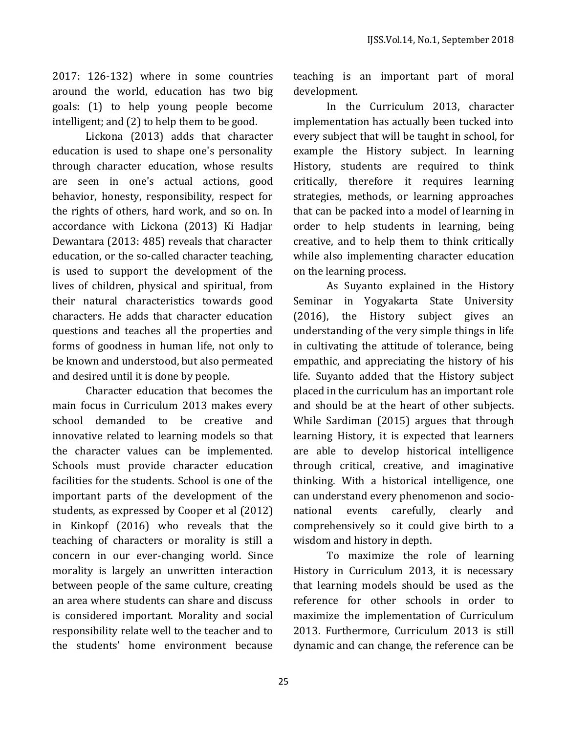2017: 126-132) where in some countries around the world, education has two big goals: (1) to help young people become intelligent; and (2) to help them to be good.

Lickona (2013) adds that character education is used to shape one's personality through character education, whose results are seen in one's actual actions, good behavior, honesty, responsibility, respect for the rights of others, hard work, and so on. In accordance with Lickona (2013) Ki Hadjar Dewantara (2013: 485) reveals that character education, or the so-called character teaching, is used to support the development of the lives of children, physical and spiritual, from their natural characteristics towards good characters. He adds that character education questions and teaches all the properties and forms of goodness in human life, not only to be known and understood, but also permeated and desired until it is done by people.

Character education that becomes the main focus in Curriculum 2013 makes every school demanded to be creative and innovative related to learning models so that the character values can be implemented. Schools must provide character education facilities for the students. School is one of the important parts of the development of the students, as expressed by Cooper et al (2012) in Kinkopf (2016) who reveals that the teaching of characters or morality is still a concern in our ever-changing world. Since morality is largely an unwritten interaction between people of the same culture, creating an area where students can share and discuss is considered important. Morality and social responsibility relate well to the teacher and to the students' home environment because teaching is an important part of moral development.

In the Curriculum 2013, character implementation has actually been tucked into every subject that will be taught in school, for example the History subject. In learning History, students are required to think critically, therefore it requires learning strategies, methods, or learning approaches that can be packed into a model of learning in order to help students in learning, being creative, and to help them to think critically while also implementing character education on the learning process.

As Suyanto explained in the History Seminar in Yogyakarta State University (2016), the History subject gives an understanding of the very simple things in life in cultivating the attitude of tolerance, being empathic, and appreciating the history of his life. Suyanto added that the History subject placed in the curriculum has an important role and should be at the heart of other subjects. While Sardiman (2015) argues that through learning History, it is expected that learners are able to develop historical intelligence through critical, creative, and imaginative thinking. With a historical intelligence, one can understand every phenomenon and socio-national events carefully, clearly and comprehensively so it could give birth to a wisdom and history in depth.

To maximize the role of learning History in Curriculum 2013, it is necessary that learning models should be used as the reference for other schools in order to maximize the implementation of Curriculum 2013. Furthermore, Curriculum 2013 is still dynamic and can change, the reference can be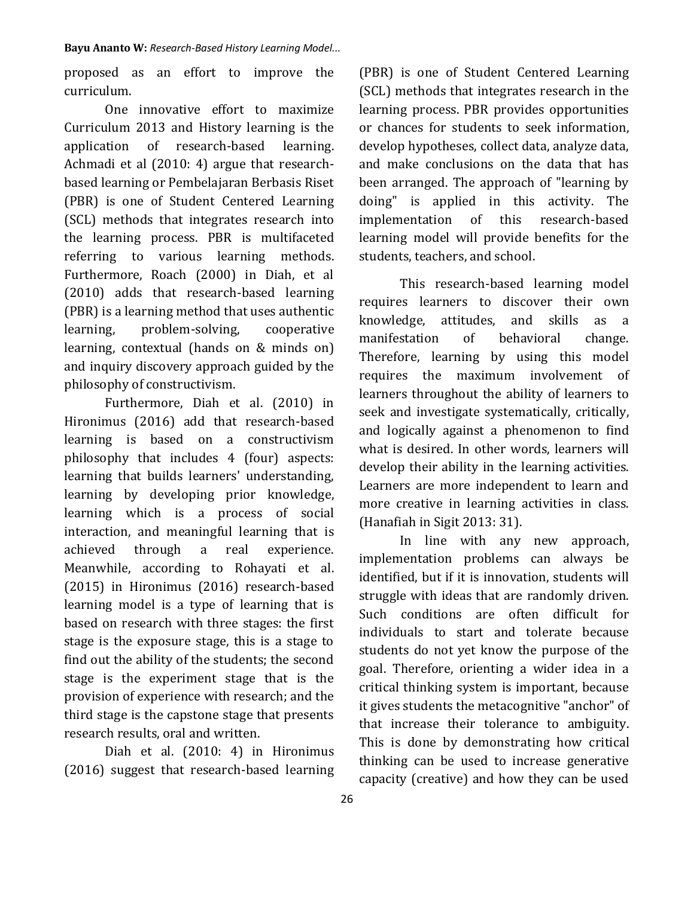proposed as an effort to improve the curriculum.

One innovative effort to maximize Curriculum 2013 and History learning is the application of research-based learning. Achmadi et al (2010: 4) argue that research-based learning or Pembelajaran Berbasis Riset (PBR) is one of Student Centered Learning (SCL) methods that integrates research into the learning process. PBR is multifaceted referring to various learning methods. Furthermore, Roach (2000) in Diah, et al (2010) adds that research-based learning (PBR) is a learning method that uses authentic learning, problem-solving, cooperative learning, contextual (hands on & minds on) and inquiry discovery approach guided by the philosophy of constructivism.

Furthermore, Diah et al. (2010) in Hironimus (2016) add that research-based learning is based on a constructivism philosophy that includes 4 (four) aspects: learning that builds learners' understanding, learning by developing prior knowledge, learning which is a process of social interaction, and meaningful learning that is achieved through a real experience. Meanwhile, according to Rohayati et al. (2015) in Hironimus (2016) research-based learning model is a type of learning that is based on research with three stages: the first stage is the exposure stage, this is a stage to find out the ability of the students; the second stage is the experiment stage that is the provision of experience with research; and the third stage is the capstone stage that presents research results, oral and written.

Diah et al. (2010: 4) in Hironimus (2016) suggest that research-based learning (PBR) is one of Student Centered Learning (SCL) methods that integrates research in the learning process. PBR provides opportunities or chances for students to seek information, develop hypotheses, collect data, analyze data, and make conclusions on the data that has been arranged. The approach of "learning by doing" is applied in this activity. The implementation of this research-based learning model will provide benefits for the students, teachers, and school.

This research-based learning model requires learners to discover their own knowledge, attitudes, and skills as a manifestation of behavioral change. Therefore, learning by using this model requires the maximum involvement of learners throughout the ability of learners to seek and investigate systematically, critically, and logically against a phenomenon to find what is desired. In other words, learners will develop their ability in the learning activities. Learners are more independent to learn and more creative in learning activities in class. (Hanafiah in Sigit 2013: 31).

In line with any new approach, implementation problems can always be identified, but if it is innovation, students will struggle with ideas that are randomly driven. Such conditions are often difficult for individuals to start and tolerate because students do not yet know the purpose of the goal. Therefore, orienting a wider idea in a critical thinking system is important, because it gives students the metacognitive "anchor" of that increase their tolerance to ambiguity. This is done by demonstrating how critical thinking can be used to increase generative capacity (creative) and how they can be used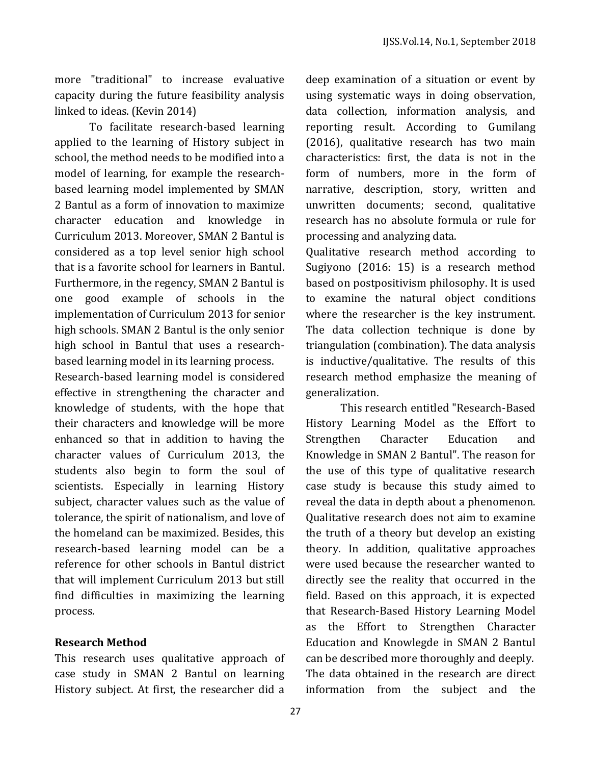more "traditional" to increase evaluative capacity during the future feasibility analysis linked to ideas. (Kevin 2014)

To facilitate research-based learning applied to the learning of History subject in school, the method needs to be modified into a model of learning, for example the research-based learning model implemented by SMAN 2 Bantul as a form of innovation to maximize character education and knowledge in Curriculum 2013. Moreover, SMAN 2 Bantul is considered as a top level senior high school that is a favorite school for learners in Bantul. Furthermore, in the regency, SMAN 2 Bantul is one good example of schools in the implementation of Curriculum 2013 for senior high schools. SMAN 2 Bantul is the only senior high school in Bantul that uses a research-based learning model in its learning process.

Research-based learning model is considered effective in strengthening the character and knowledge of students, with the hope that their characters and knowledge will be more enhanced so that in addition to having the character values of Curriculum 2013, the students also begin to form the soul of scientists. Especially in learning History subject, character values such as the value of tolerance, the spirit of nationalism, and love of the homeland can be maximized. Besides, this research-based learning model can be a reference for other schools in Bantul district that will implement Curriculum 2013 but still find difficulties in maximizing the learning process.

## Research Method

This research uses qualitative approach of case study in SMAN 2 Bantul on learning History subject. At first, the researcher did a deep examination of a situation or event by using systematic ways in doing observation, data collection, information analysis, and reporting result. According to Gumilang (2016), qualitative research has two main characteristics: first, the data is not in the form of numbers, more in the form of narrative, description, story, written and unwritten documents; second, qualitative research has no absolute formula or rule for processing and analyzing data.

Qualitative research method according to Sugiyono (2016: 15) is a research method based on postpositivism philosophy. It is used to examine the natural object conditions where the researcher is the key instrument. The data collection technique is done by triangulation (combination). The data analysis is inductive/qualitative. The results of this research method emphasize the meaning of generalization.

This research entitled "Research-Based History Learning Model as the Effort to Strengthen Character Education and Knowledge in SMAN 2 Bantul". The reason for the use of this type of qualitative research case study is because this study aimed to reveal the data in depth about a phenomenon. Qualitative research does not aim to examine the truth of a theory but develop an existing theory. In addition, qualitative approaches were used because the researcher wanted to directly see the reality that occurred in the field. Based on this approach, it is expected that Research-Based History Learning Model as the Effort to Strengthen Character Education and Knowlegde in SMAN 2 Bantul can be described more thoroughly and deeply. The data obtained in the research are direct information from the subject and the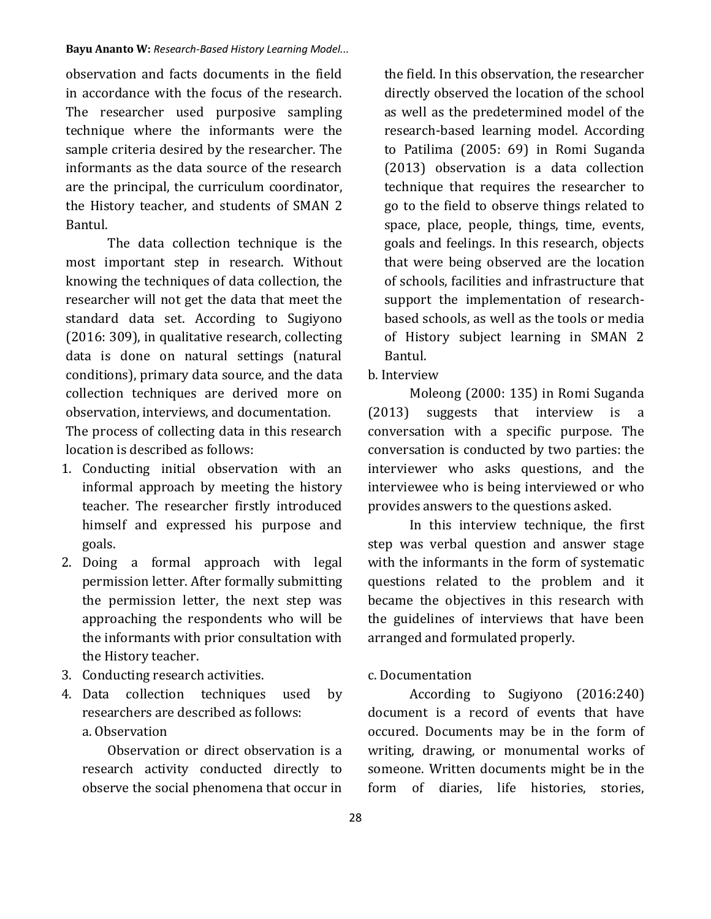observation and facts documents in the field in accordance with the focus of the research. The researcher used purposive sampling technique where the informants were the sample criteria desired by the researcher. The informants as the data source of the research are the principal, the curriculum coordinator, the History teacher, and students of SMAN 2 Bantul.

The data collection technique is the most important step in research. Without knowing the techniques of data collection, the researcher will not get the data that meet the standard data set. According to Sugiyono (2016: 309), in qualitative research, collecting data is done on natural settings (natural conditions), primary data source, and the data collection techniques are derived more on observation, interviews, and documentation.

The process of collecting data in this research location is described as follows:

1. Conducting initial observation with an informal approach by meeting the history teacher. The researcher firstly introduced himself and expressed his purpose and goals.
2. Doing a formal approach with legal permission letter. After formally submitting the permission letter, the next step was approaching the respondents who will be the informants with prior consultation with the History teacher.
3. Conducting research activities.
4. Data collection techniques used by researchers are described as follows:

   a. Observation

   Observation or direct observation is a research activity conducted directly to observe the social phenomena that occur in the field. In this observation, the researcher directly observed the location of the school as well as the predetermined model of the research-based learning model. According to Patilima (2005: 69) in Romi Suganda (2013) observation is a data collection technique that requires the researcher to go to the field to observe things related to space, place, people, things, time, events, goals and feelings. In this research, objects that were being observed are the location of schools, facilities and infrastructure that support the implementation of research-based schools, as well as the tools or media of History subject learning in SMAN 2 Bantul.

b. Interview

Moleong (2000: 135) in Romi Suganda (2013) suggests that interview is a conversation with a specific purpose. The conversation is conducted by two parties: the interviewer who asks questions, and the interviewee who is being interviewed or who provides answers to the questions asked.

In this interview technique, the first step was verbal question and answer stage with the informants in the form of systematic questions related to the problem and it became the objectives in this research with the guidelines of interviews that have been arranged and formulated properly.

c. Documentation

According to Sugiyono (2016:240) document is a record of events that have occured. Documents may be in the form of writing, drawing, or monumental works of someone. Written documents might be in the form of diaries, life histories, stories,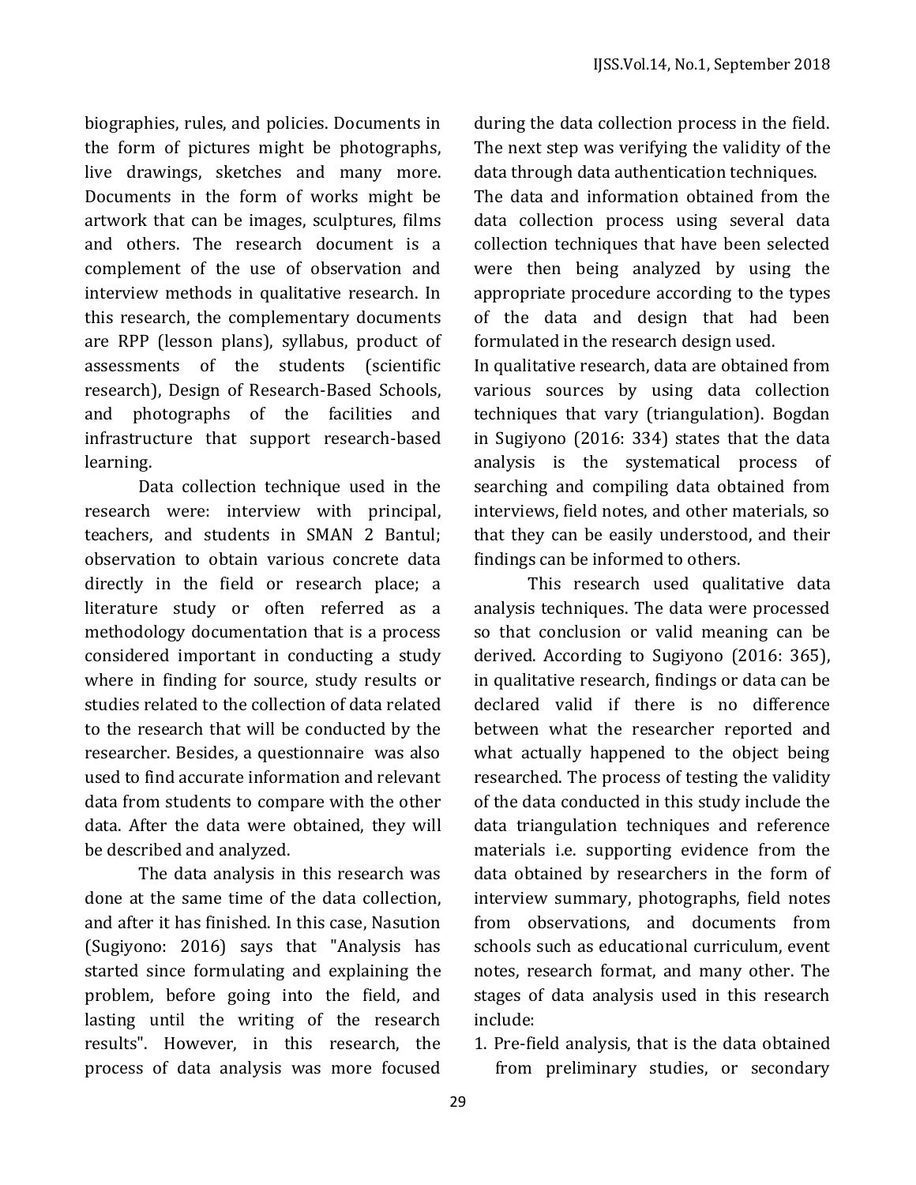biographies, rules, and policies. Documents in the form of pictures might be photographs, live drawings, sketches and many more. Documents in the form of works might be artwork that can be images, sculptures, films and others. The research document is a complement of the use of observation and interview methods in qualitative research. In this research, the complementary documents are RPP (lesson plans), syllabus, product of assessments of the students (scientific research), Design of Research-Based Schools, and photographs of the facilities and infrastructure that support research-based learning.

Data collection technique used in the research were: interview with principal, teachers, and students in SMAN 2 Bantul; observation to obtain various concrete data directly in the field or research place; a literature study or often referred as a methodology documentation that is a process considered important in conducting a study where in finding for source, study results or studies related to the collection of data related to the research that will be conducted by the researcher. Besides, a questionnaire was also used to find accurate information and relevant data from students to compare with the other data. After the data were obtained, they will be described and analyzed.

The data analysis in this research was done at the same time of the data collection, and after it has finished. In this case, Nasution (Sugiyono: 2016) says that "Analysis has started since formulating and explaining the problem, before going into the field, and lasting until the writing of the research results". However, in this research, the process of data analysis was more focused during the data collection process in the field. The next step was verifying the validity of the data through data authentication techniques.

The data and information obtained from the data collection process using several data collection techniques that have been selected were then being analyzed by using the appropriate procedure according to the types of the data and design that had been formulated in the research design used.

In qualitative research, data are obtained from various sources by using data collection techniques that vary (triangulation). Bogdan in Sugiyono (2016: 334) states that the data analysis is the systematical process of searching and compiling data obtained from interviews, field notes, and other materials, so that they can be easily understood, and their findings can be informed to others.

This research used qualitative data analysis techniques. The data were processed so that conclusion or valid meaning can be derived. According to Sugiyono (2016: 365), in qualitative research, findings or data can be declared valid if there is no difference between what the researcher reported and what actually happened to the object being researched. The process of testing the validity of the data conducted in this study include the data triangulation techniques and reference materials i.e. supporting evidence from the data obtained by researchers in the form of interview summary, photographs, field notes from observations, and documents from schools such as educational curriculum, event notes, research format, and many other. The stages of data analysis used in this research include:

1. Pre-field analysis, that is the data obtained from preliminary studies, or secondary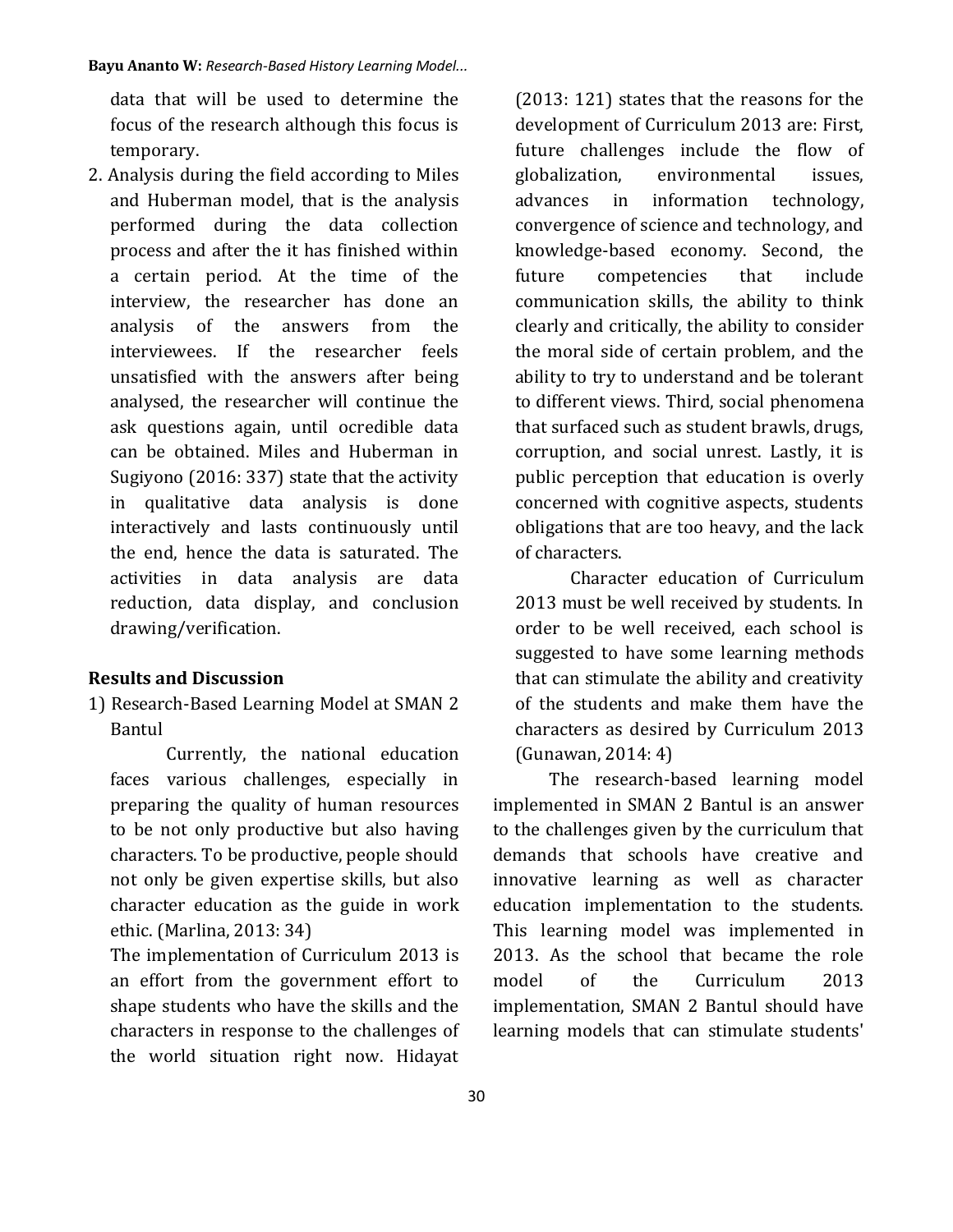data that will be used to determine the focus of the research although this focus is temporary.

2. Analysis during the field according to Miles and Huberman model, that is the analysis performed during the data collection process and after the it has finished within a certain period. At the time of the interview, the researcher has done an analysis of the answers from the interviewees. If the researcher feels unsatisfied with the answers after being analysed, the researcher will continue the ask questions again, until ocredible data can be obtained. Miles and Huberman in Sugiyono (2016: 337) state that the activity in qualitative data analysis is done interactively and lasts continuously until the end, hence the data is saturated. The activities in data analysis are data reduction, data display, and conclusion drawing/verification.

## Results and Discussion

1) Research-Based Learning Model at SMAN 2 Bantul

Currently, the national education faces various challenges, especially in preparing the quality of human resources to be not only productive but also having characters. To be productive, people should not only be given expertise skills, but also character education as the guide in work ethic. (Marlina, 2013: 34)

The implementation of Curriculum 2013 is an effort from the government effort to shape students who have the skills and the characters in response to the challenges of the world situation right now. Hidayat (2013: 121) states that the reasons for the development of Curriculum 2013 are: First, future challenges include the flow of globalization, environmental issues, advances in information technology, convergence of science and technology, and knowledge-based economy. Second, the future competencies that include communication skills, the ability to think clearly and critically, the ability to consider the moral side of certain problem, and the ability to try to understand and be tolerant to different views. Third, social phenomena that surfaced such as student brawls, drugs, corruption, and social unrest. Lastly, it is public perception that education is overly concerned with cognitive aspects, students obligations that are too heavy, and the lack of characters.

Character education of Curriculum 2013 must be well received by students. In order to be well received, each school is suggested to have some learning methods that can stimulate the ability and creativity of the students and make them have the characters as desired by Curriculum 2013 (Gunawan, 2014: 4)

The research-based learning model implemented in SMAN 2 Bantul is an answer to the challenges given by the curriculum that demands that schools have creative and innovative learning as well as character education implementation to the students. This learning model was implemented in 2013. As the school that became the role model of the Curriculum 2013 implementation, SMAN 2 Bantul should have learning models that can stimulate students'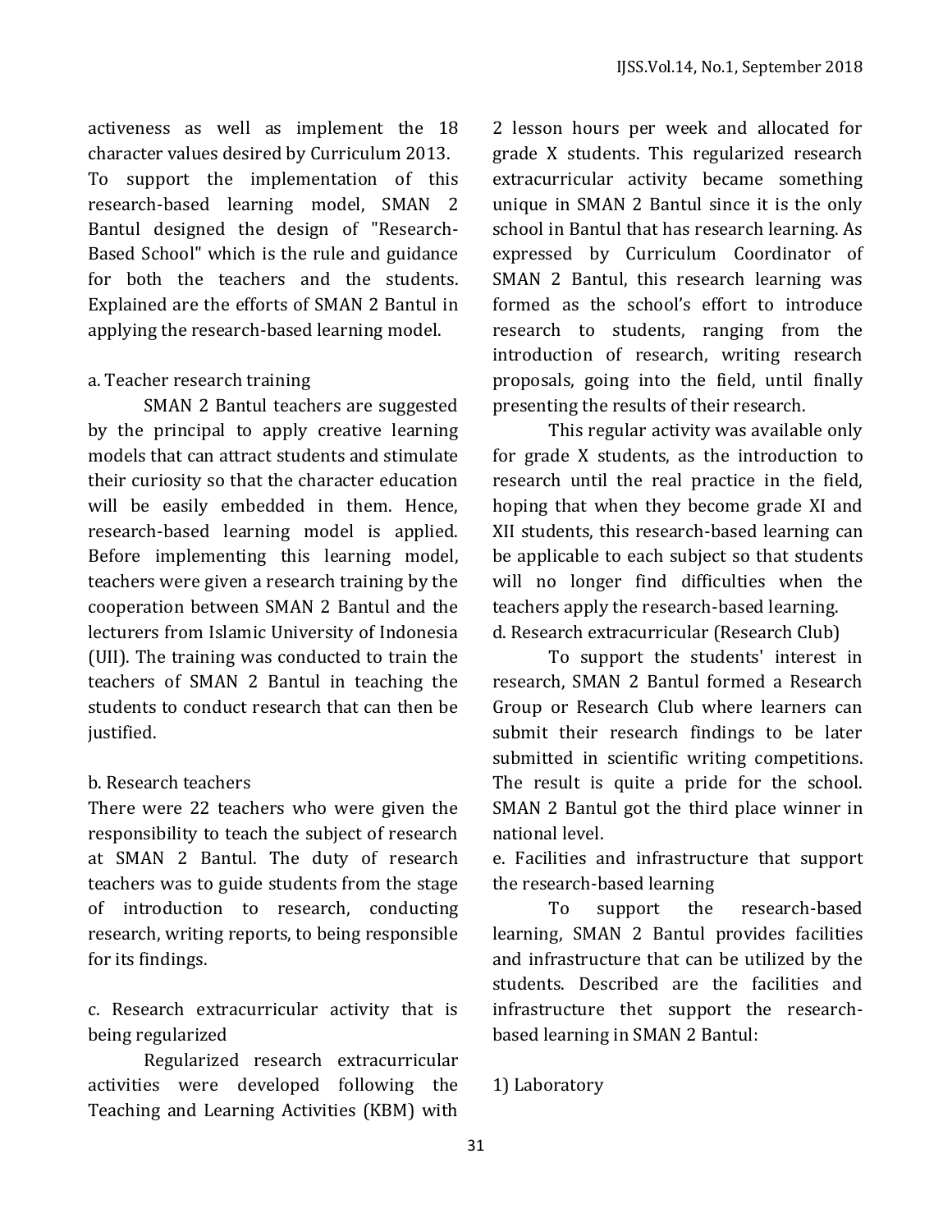activeness as well as implement the 18 character values desired by Curriculum 2013.

To support the implementation of this research-based learning model, SMAN 2 Bantul designed the design of "Research-Based School" which is the rule and guidance for both the teachers and the students. Explained are the efforts of SMAN 2 Bantul in applying the research-based learning model.

a. Teacher research training

SMAN 2 Bantul teachers are suggested by the principal to apply creative learning models that can attract students and stimulate their curiosity so that the character education will be easily embedded in them. Hence, research-based learning model is applied. Before implementing this learning model, teachers were given a research training by the cooperation between SMAN 2 Bantul and the lecturers from Islamic University of Indonesia (UII). The training was conducted to train the teachers of SMAN 2 Bantul in teaching the students to conduct research that can then be justified.

b. Research teachers

There were 22 teachers who were given the responsibility to teach the subject of research at SMAN 2 Bantul. The duty of research teachers was to guide students from the stage of introduction to research, conducting research, writing reports, to being responsible for its findings.

c. Research extracurricular activity that is being regularized

Regularized research extracurricular activities were developed following the Teaching and Learning Activities (KBM) with 2 lesson hours per week and allocated for grade X students. This regularized research extracurricular activity became something unique in SMAN 2 Bantul since it is the only school in Bantul that has research learning. As expressed by Curriculum Coordinator of SMAN 2 Bantul, this research learning was formed as the school's effort to introduce research to students, ranging from the introduction of research, writing research proposals, going into the field, until finally presenting the results of their research.

This regular activity was available only for grade X students, as the introduction to research until the real practice in the field, hoping that when they become grade XI and XII students, this research-based learning can be applicable to each subject so that students will no longer find difficulties when the teachers apply the research-based learning.

d. Research extracurricular (Research Club)

To support the students' interest in research, SMAN 2 Bantul formed a Research Group or Research Club where learners can submit their research findings to be later submitted in scientific writing competitions. The result is quite a pride for the school. SMAN 2 Bantul got the third place winner in national level.

e. Facilities and infrastructure that support the research-based learning

To support the research-based learning, SMAN 2 Bantul provides facilities and infrastructure that can be utilized by the students. Described are the facilities and infrastructure thet support the research-based learning in SMAN 2 Bantul:

1) Laboratory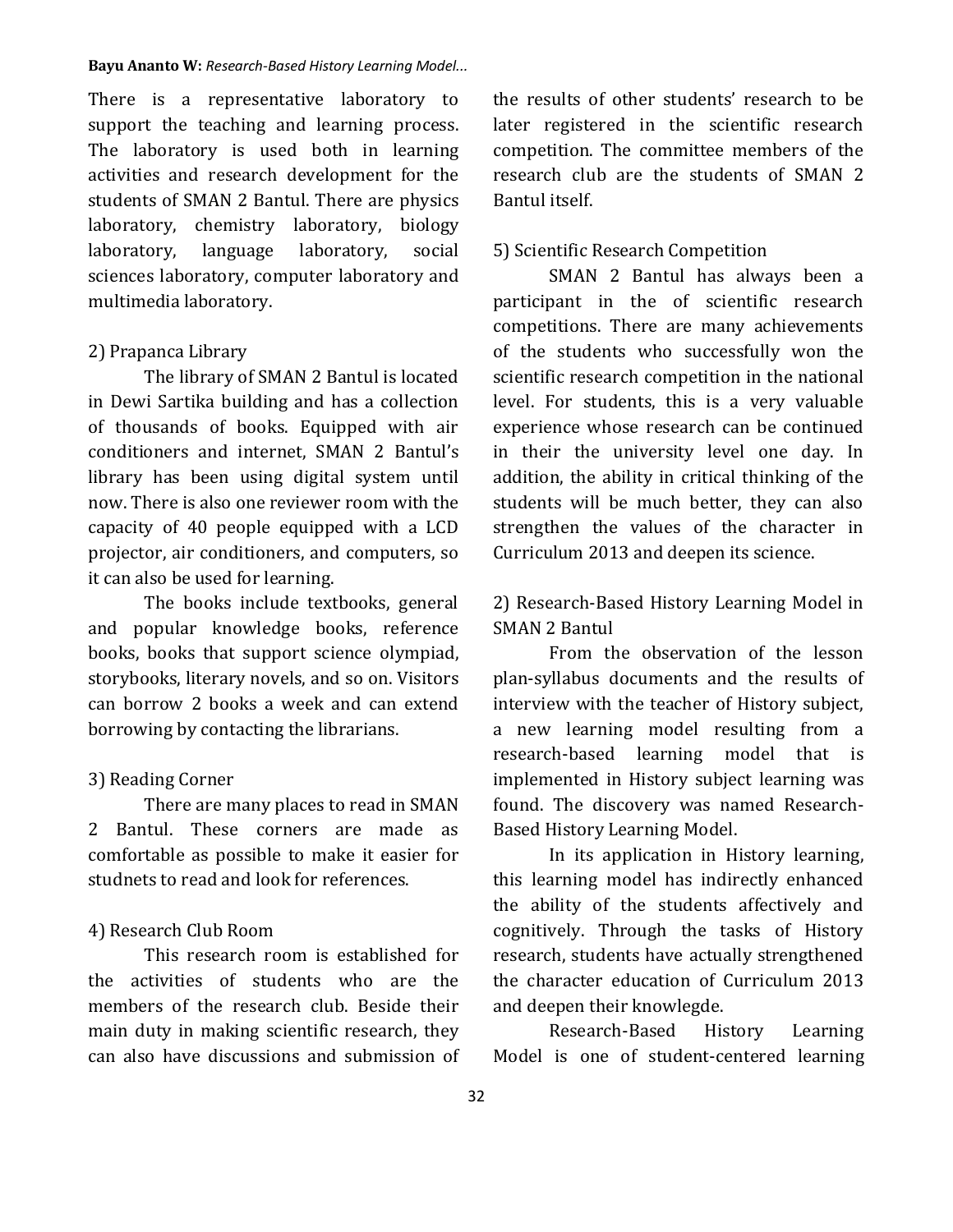There is a representative laboratory to support the teaching and learning process. The laboratory is used both in learning activities and research development for the students of SMAN 2 Bantul. There are physics laboratory, chemistry laboratory, biology laboratory, language laboratory, social sciences laboratory, computer laboratory and multimedia laboratory.

2) Prapanca Library

The library of SMAN 2 Bantul is located in Dewi Sartika building and has a collection of thousands of books. Equipped with air conditioners and internet, SMAN 2 Bantul's library has been using digital system until now. There is also one reviewer room with the capacity of 40 people equipped with a LCD projector, air conditioners, and computers, so it can also be used for learning.

The books include textbooks, general and popular knowledge books, reference books, books that support science olympiad, storybooks, literary novels, and so on. Visitors can borrow 2 books a week and can extend borrowing by contacting the librarians.

3) Reading Corner

There are many places to read in SMAN 2 Bantul. These corners are made as comfortable as possible to make it easier for studnets to read and look for references.

4) Research Club Room

This research room is established for the activities of students who are the members of the research club. Beside their main duty in making scientific research, they can also have discussions and submission of the results of other students' research to be later registered in the scientific research competition. The committee members of the research club are the students of SMAN 2 Bantul itself.

5) Scientific Research Competition

SMAN 2 Bantul has always been a participant in the of scientific research competitions. There are many achievements of the students who successfully won the scientific research competition in the national level. For students, this is a very valuable experience whose research can be continued in their the university level one day. In addition, the ability in critical thinking of the students will be much better, they can also strengthen the values of the character in Curriculum 2013 and deepen its science.

2) Research-Based History Learning Model in SMAN 2 Bantul

From the observation of the lesson plan-syllabus documents and the results of interview with the teacher of History subject, a new learning model resulting from a research-based learning model that is implemented in History subject learning was found. The discovery was named Research-Based History Learning Model.

In its application in History learning, this learning model has indirectly enhanced the ability of the students affectively and cognitively. Through the tasks of History research, students have actually strengthened the character education of Curriculum 2013 and deepen their knowlegde.

Research-Based History Learning Model is one of student-centered learning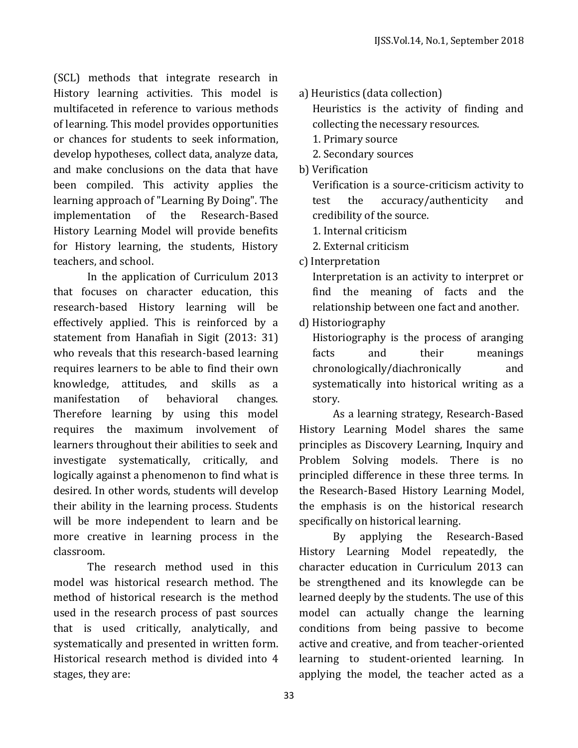(SCL) methods that integrate research in History learning activities. This model is multifaceted in reference to various methods of learning. This model provides opportunities or chances for students to seek information, develop hypotheses, collect data, analyze data, and make conclusions on the data that have been compiled. This activity applies the learning approach of "Learning By Doing". The implementation of the Research-Based History Learning Model will provide benefits for History learning, the students, History teachers, and school.

In the application of Curriculum 2013 that focuses on character education, this research-based History learning will be effectively applied. This is reinforced by a statement from Hanafiah in Sigit (2013: 31) who reveals that this research-based learning requires learners to be able to find their own knowledge, attitudes, and skills as a manifestation of behavioral changes. Therefore learning by using this model requires the maximum involvement of learners throughout their abilities to seek and investigate systematically, critically, and logically against a phenomenon to find what is desired. In other words, students will develop their ability in the learning process. Students will be more independent to learn and be more creative in learning process in the classroom.

The research method used in this model was historical research method. The method of historical research is the method used in the research process of past sources that is used critically, analytically, and systematically and presented in written form. Historical research method is divided into 4 stages, they are:

a) Heuristics (data collection)
   Heuristics is the activity of finding and collecting the necessary resources.
   1. Primary source
   2. Secondary sources
b) Verification
   Verification is a source-criticism activity to test the accuracy/authenticity and credibility of the source.
   1. Internal criticism
   2. External criticism
c) Interpretation
   Interpretation is an activity to interpret or find the meaning of facts and the relationship between one fact and another.
d) Historiography
   Historiography is the process of aranging facts and their meanings chronologically/diachronically and systematically into historical writing as a story.

As a learning strategy, Research-Based History Learning Model shares the same principles as Discovery Learning, Inquiry and Problem Solving models. There is no principled difference in these three terms. In the Research-Based History Learning Model, the emphasis is on the historical research specifically on historical learning.

By applying the Research-Based History Learning Model repeatedly, the character education in Curriculum 2013 can be strengthened and its knowlegde can be learned deeply by the students. The use of this model can actually change the learning conditions from being passive to become active and creative, and from teacher-oriented learning to student-oriented learning. In applying the model, the teacher acted as a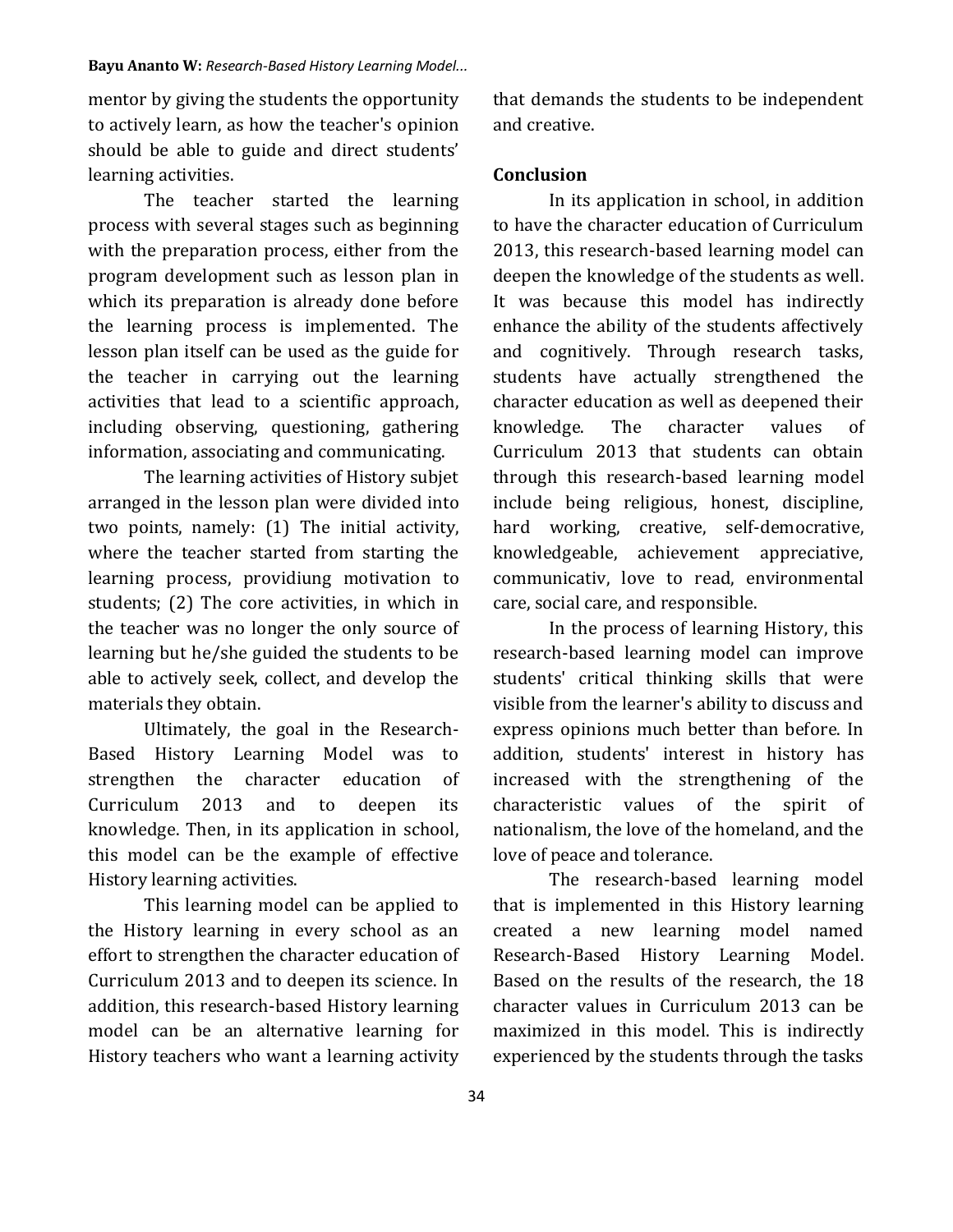mentor by giving the students the opportunity to actively learn, as how the teacher's opinion should be able to guide and direct students' learning activities.

The teacher started the learning process with several stages such as beginning with the preparation process, either from the program development such as lesson plan in which its preparation is already done before the learning process is implemented. The lesson plan itself can be used as the guide for the teacher in carrying out the learning activities that lead to a scientific approach, including observing, questioning, gathering information, associating and communicating.

The learning activities of History subjet arranged in the lesson plan were divided into two points, namely: (1) The initial activity, where the teacher started from starting the learning process, providiung motivation to students; (2) The core activities, in which in the teacher was no longer the only source of learning but he/she guided the students to be able to actively seek, collect, and develop the materials they obtain.

Ultimately, the goal in the Research-Based History Learning Model was to strengthen the character education of Curriculum 2013 and to deepen its knowledge. Then, in its application in school, this model can be the example of effective History learning activities.

This learning model can be applied to the History learning in every school as an effort to strengthen the character education of Curriculum 2013 and to deepen its science. In addition, this research-based History learning model can be an alternative learning for History teachers who want a learning activity that demands the students to be independent and creative.

## Conclusion

In its application in school, in addition to have the character education of Curriculum 2013, this research-based learning model can deepen the knowledge of the students as well. It was because this model has indirectly enhance the ability of the students affectively and cognitively. Through research tasks, students have actually strengthened the character education as well as deepened their knowledge. The character values of Curriculum 2013 that students can obtain through this research-based learning model include being religious, honest, discipline, hard working, creative, self-democrative, knowledgeable, achievement appreciative, communicativ, love to read, environmental care, social care, and responsible.

In the process of learning History, this research-based learning model can improve students' critical thinking skills that were visible from the learner's ability to discuss and express opinions much better than before. In addition, students' interest in history has increased with the strengthening of the characteristic values of the spirit of nationalism, the love of the homeland, and the love of peace and tolerance.

The research-based learning model that is implemented in this History learning created a new learning model named Research-Based History Learning Model. Based on the results of the research, the 18 character values in Curriculum 2013 can be maximized in this model. This is indirectly experienced by the students through the tasks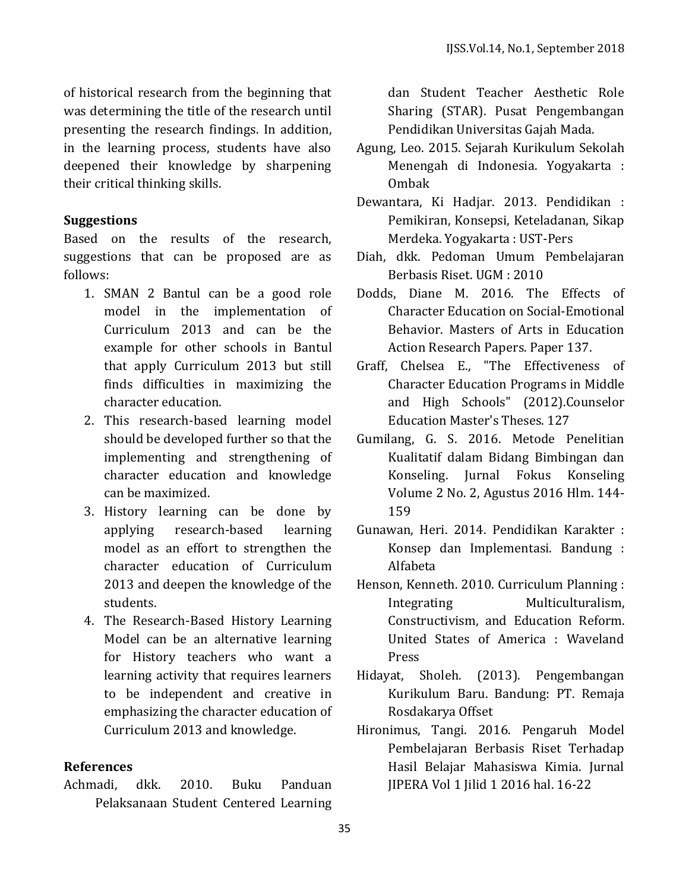of historical research from the beginning that was determining the title of the research until presenting the research findings. In addition, in the learning process, students have also deepened their knowledge by sharpening their critical thinking skills.

## Suggestions

Based on the results of the research, suggestions that can be proposed are as follows:

1. SMAN 2 Bantul can be a good role model in the implementation of Curriculum 2013 and can be the example for other schools in Bantul that apply Curriculum 2013 but still finds difficulties in maximizing the character education.
2. This research-based learning model should be developed further so that the implementing and strengthening of character education and knowledge can be maximized.
3. History learning can be done by applying research-based learning model as an effort to strengthen the character education of Curriculum 2013 and deepen the knowledge of the students.
4. The Research-Based History Learning Model can be an alternative learning for History teachers who want a learning activity that requires learners to be independent and creative in emphasizing the character education of Curriculum 2013 and knowledge.

## References

Achmadi, dkk. 2010. Buku Panduan Pelaksanaan Student Centered Learning dan Student Teacher Aesthetic Role Sharing (STAR). Pusat Pengembangan Pendidikan Universitas Gajah Mada.

Agung, Leo. 2015. Sejarah Kurikulum Sekolah Menengah di Indonesia. Yogyakarta : Ombak

Dewantara, Ki Hadjar. 2013. Pendidikan : Pemikiran, Konsepsi, Keteladanan, Sikap Merdeka. Yogyakarta : UST-Pers

Diah, dkk. Pedoman Umum Pembelajaran Berbasis Riset. UGM : 2010

Dodds, Diane M. 2016. The Effects of Character Education on Social-Emotional Behavior. Masters of Arts in Education Action Research Papers. Paper 137.

Graff, Chelsea E., "The Effectiveness of Character Education Programs in Middle and High Schools" (2012).Counselor Education Master's Theses. 127

Gumilang, G. S. 2016. Metode Penelitian Kualitatif dalam Bidang Bimbingan dan Konseling. Jurnal Fokus Konseling Volume 2 No. 2, Agustus 2016 Hlm. 144-159

Gunawan, Heri. 2014. Pendidikan Karakter : Konsep dan Implementasi. Bandung : Alfabeta

Henson, Kenneth. 2010. Curriculum Planning : Integrating Multiculturalism, Constructivism, and Education Reform. United States of America : Waveland Press

Hidayat, Sholeh. (2013). Pengembangan Kurikulum Baru. Bandung: PT. Remaja Rosdakarya Offset

Hironimus, Tangi. 2016. Pengaruh Model Pembelajaran Berbasis Riset Terhadap Hasil Belajar Mahasiswa Kimia. Jurnal JIPERA Vol 1 Jilid 1 2016 hal. 16-22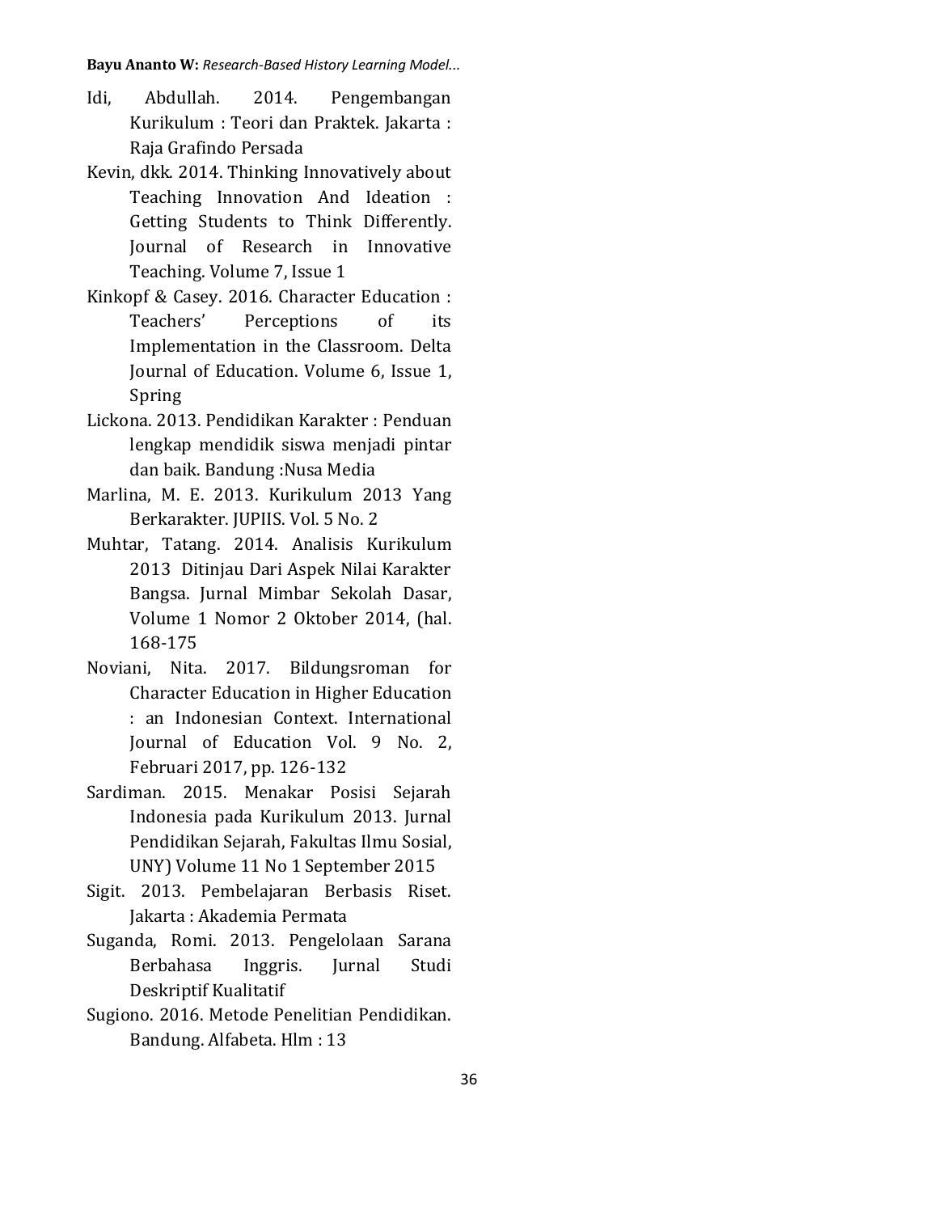Idi, Abdullah. 2014. Pengembangan Kurikulum : Teori dan Praktek. Jakarta : Raja Grafindo Persada

Kevin, dkk. 2014. Thinking Innovatively about Teaching Innovation And Ideation : Getting Students to Think Differently. Journal of Research in Innovative Teaching. Volume 7, Issue 1

Kinkopf & Casey. 2016. Character Education : Teachers' Perceptions of its Implementation in the Classroom. Delta Journal of Education. Volume 6, Issue 1, Spring

Lickona. 2013. Pendidikan Karakter : Penduan lengkap mendidik siswa menjadi pintar dan baik. Bandung :Nusa Media

Marlina, M. E. 2013. Kurikulum 2013 Yang Berkarakter. JUPIIS. Vol. 5 No. 2

Muhtar, Tatang. 2014. Analisis Kurikulum 2013 Ditinjau Dari Aspek Nilai Karakter Bangsa. Jurnal Mimbar Sekolah Dasar, Volume 1 Nomor 2 Oktober 2014, (hal. 168-175

Noviani, Nita. 2017. Bildungsroman for Character Education in Higher Education : an Indonesian Context. International Journal of Education Vol. 9 No. 2, Februari 2017, pp. 126-132

Sardiman. 2015. Menakar Posisi Sejarah Indonesia pada Kurikulum 2013. Jurnal Pendidikan Sejarah, Fakultas Ilmu Sosial, UNY) Volume 11 No 1 September 2015

Sigit. 2013. Pembelajaran Berbasis Riset. Jakarta : Akademia Permata

Suganda, Romi. 2013. Pengelolaan Sarana Berbahasa Inggris. Jurnal Studi Deskriptif Kualitatif

Sugiono. 2016. Metode Penelitian Pendidikan. Bandung. Alfabeta. Hlm : 13